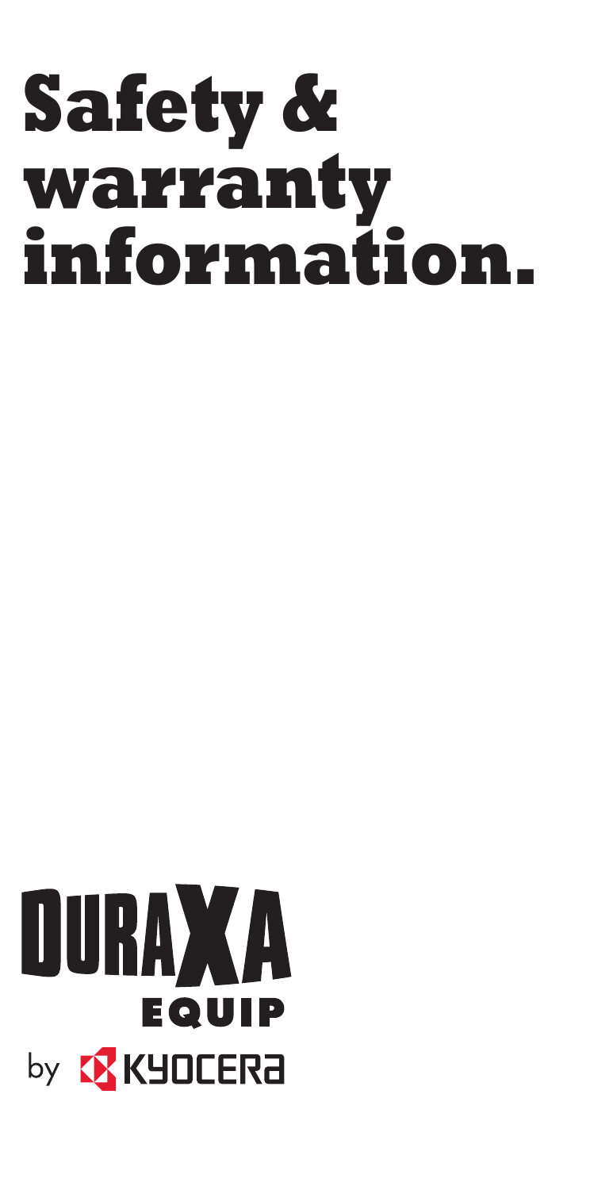# Safety & warranty information.

DURAXA EQUIP

by KYOCERA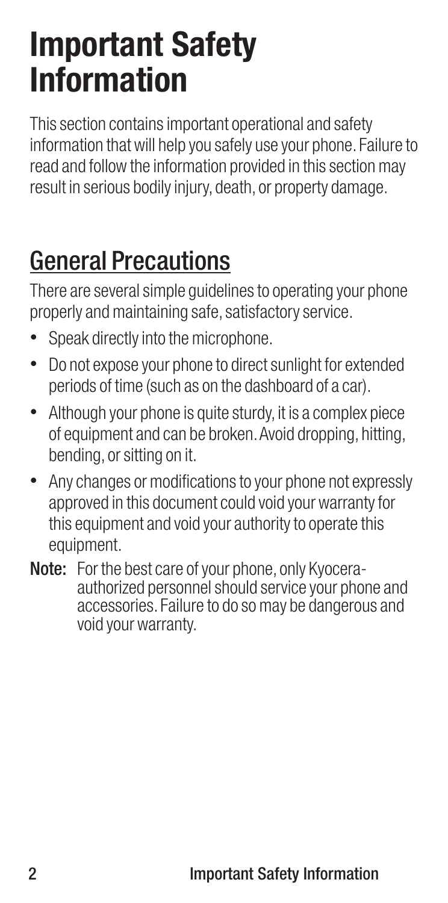# Important Safety Information

This section contains important operational and safety information that will help you safely use your phone. Failure to read and follow the information provided in this section may result in serious bodily injury, death, or property damage.

## General Precautions

There are several simple guidelines to operating your phone properly and maintaining safe, satisfactory service.

- Speak directly into the microphone.
- Do not expose your phone to direct sunlight for extended periods of time (such as on the dashboard of a car).
- Although your phone is quite sturdy, it is a complex piece of equipment and can be broken. Avoid dropping, hitting, bending, or sitting on it.
- Any changes or modifications to your phone not expressly approved in this document could void your warranty for this equipment and void your authority to operate this equipment.

**Note:** For the best care of your phone, only Kyocera-authorized personnel should service your phone and accessories. Failure to do so may be dangerous and void your warranty.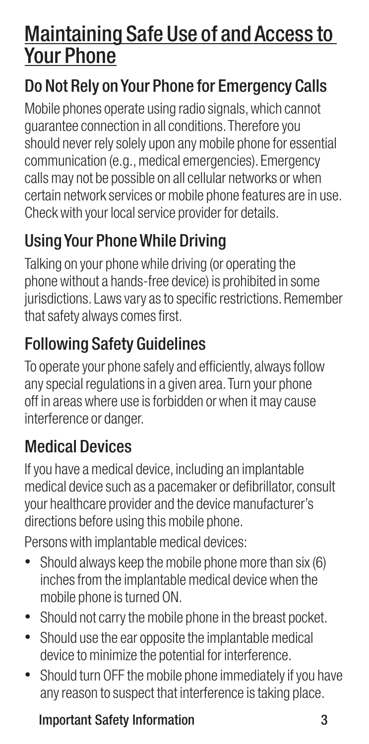# Maintaining Safe Use of and Access to Your Phone

## Do Not Rely on Your Phone for Emergency Calls

Mobile phones operate using radio signals, which cannot guarantee connection in all conditions. Therefore you should never rely solely upon any mobile phone for essential communication (e.g., medical emergencies). Emergency calls may not be possible on all cellular networks or when certain network services or mobile phone features are in use. Check with your local service provider for details.

## Using Your Phone While Driving

Talking on your phone while driving (or operating the phone without a hands-free device) is prohibited in some jurisdictions. Laws vary as to specific restrictions. Remember that safety always comes first.

## Following Safety Guidelines

To operate your phone safely and efficiently, always follow any special regulations in a given area. Turn your phone off in areas where use is forbidden or when it may cause interference or danger.

## Medical Devices

If you have a medical device, including an implantable medical device such as a pacemaker or defibrillator, consult your healthcare provider and the device manufacturer's directions before using this mobile phone.

Persons with implantable medical devices:

- Should always keep the mobile phone more than six (6) inches from the implantable medical device when the mobile phone is turned ON.
- Should not carry the mobile phone in the breast pocket.
- Should use the ear opposite the implantable medical device to minimize the potential for interference.
- Should turn OFF the mobile phone immediately if you have any reason to suspect that interference is taking place.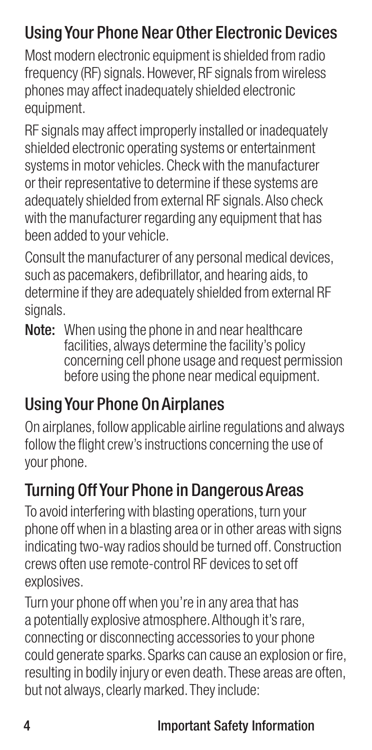## Using Your Phone Near Other Electronic Devices

Most modern electronic equipment is shielded from radio frequency (RF) signals. However, RF signals from wireless phones may affect inadequately shielded electronic equipment.

RF signals may affect improperly installed or inadequately shielded electronic operating systems or entertainment systems in motor vehicles. Check with the manufacturer or their representative to determine if these systems are adequately shielded from external RF signals. Also check with the manufacturer regarding any equipment that has been added to your vehicle.

Consult the manufacturer of any personal medical devices, such as pacemakers, defibrillator, and hearing aids, to determine if they are adequately shielded from external RF signals.

**Note:** When using the phone in and near healthcare facilities, always determine the facility's policy concerning cell phone usage and request permission before using the phone near medical equipment.

## Using Your Phone On Airplanes

On airplanes, follow applicable airline regulations and always follow the flight crew's instructions concerning the use of your phone.

## Turning Off Your Phone in Dangerous Areas

To avoid interfering with blasting operations, turn your phone off when in a blasting area or in other areas with signs indicating two-way radios should be turned off. Construction crews often use remote-control RF devices to set off explosives.

Turn your phone off when you're in any area that has a potentially explosive atmosphere. Although it's rare, connecting or disconnecting accessories to your phone could generate sparks. Sparks can cause an explosion or fire, resulting in bodily injury or even death. These areas are often, but not always, clearly marked. They include: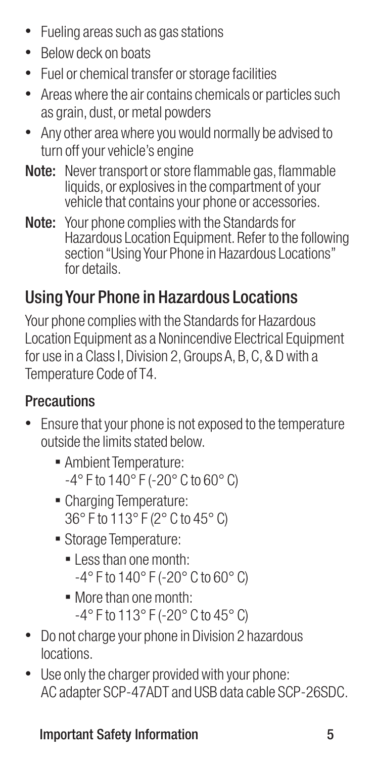- Fueling areas such as gas stations
- Below deck on boats
- Fuel or chemical transfer or storage facilities
- Areas where the air contains chemicals or particles such as grain, dust, or metal powders
- Any other area where you would normally be advised to turn off your vehicle's engine

**Note:** Never transport or store flammable gas, flammable liquids, or explosives in the compartment of your vehicle that contains your phone or accessories.

**Note:** Your phone complies with the Standards for Hazardous Location Equipment. Refer to the following section "Using Your Phone in Hazardous Locations" for details.

## Using Your Phone in Hazardous Locations

Your phone complies with the Standards for Hazardous Location Equipment as a Nonincendive Electrical Equipment for use in a Class I, Division 2, Groups A, B, C, & D with a Temperature Code of T4.

### Precautions

- Ensure that your phone is not exposed to the temperature outside the limits stated below.
  - Ambient Temperature: -4° F to 140° F (-20° C to 60° C)
  - Charging Temperature: 36° F to 113° F (2° C to 45° C)
  - Storage Temperature:
    - Less than one month: -4° F to 140° F (-20° C to 60° C)
    - More than one month: -4° F to 113° F (-20° C to 45° C)
- Do not charge your phone in Division 2 hazardous locations.
- Use only the charger provided with your phone: AC adapter SCP-47ADT and USB data cable SCP-26SDC.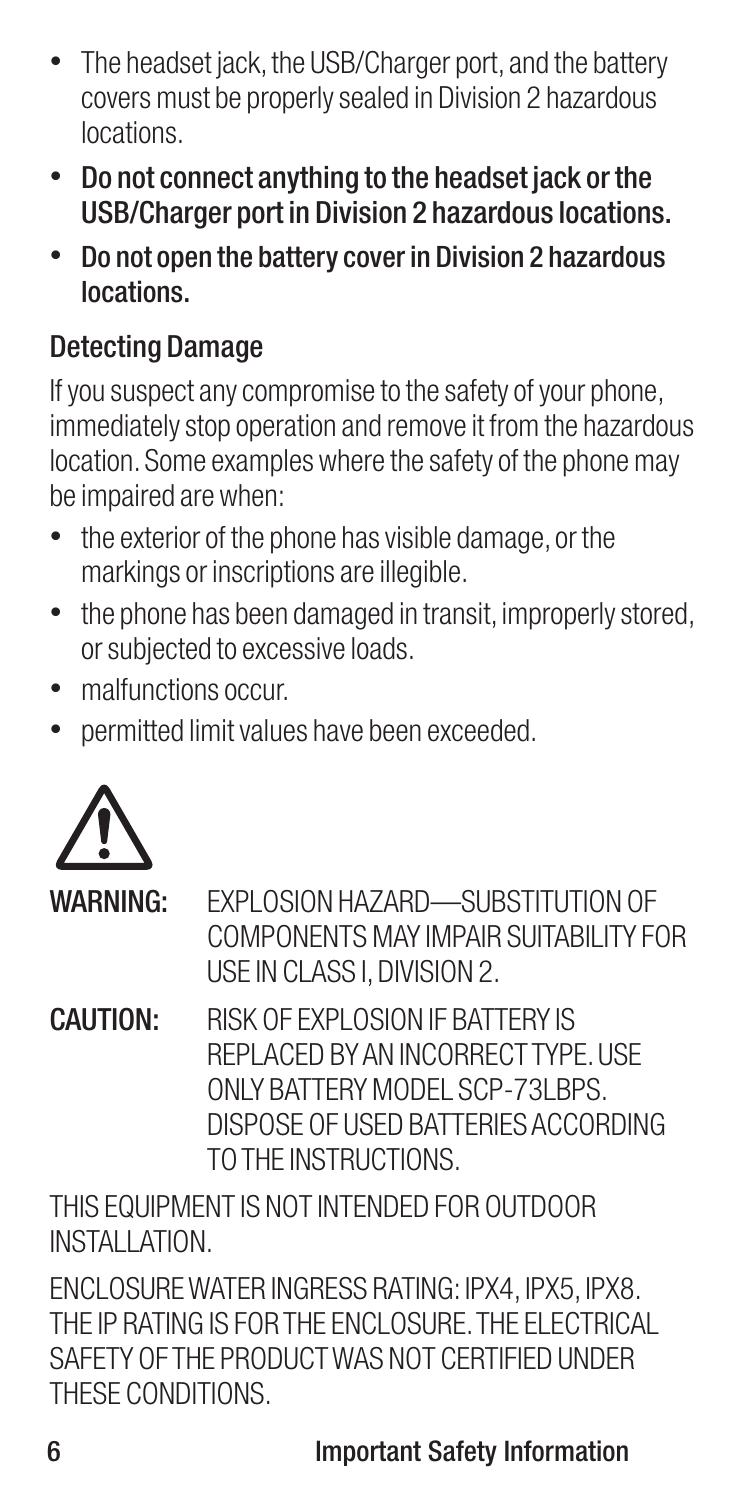- The headset jack, the USB/Charger port, and the battery covers must be properly sealed in Division 2 hazardous locations.
- **Do not connect anything to the headset jack or the USB/Charger port in Division 2 hazardous locations.**
- **Do not open the battery cover in Division 2 hazardous locations.**

## Detecting Damage

If you suspect any compromise to the safety of your phone, immediately stop operation and remove it from the hazardous location. Some examples where the safety of the phone may be impaired are when:

- the exterior of the phone has visible damage, or the markings or inscriptions are illegible.
- the phone has been damaged in transit, improperly stored, or subjected to excessive loads.
- malfunctions occur.
- permitted limit values have been exceeded.

**WARNING:** EXPLOSION HAZARD—SUBSTITUTION OF COMPONENTS MAY IMPAIR SUITABILITY FOR USE IN CLASS I, DIVISION 2.

**CAUTION:** RISK OF EXPLOSION IF BATTERY IS REPLACED BY AN INCORRECT TYPE. USE ONLY BATTERY MODEL SCP-73LBPS. DISPOSE OF USED BATTERIES ACCORDING TO THE INSTRUCTIONS.

THIS EQUIPMENT IS NOT INTENDED FOR OUTDOOR INSTALLATION.

ENCLOSURE WATER INGRESS RATING: IPX4, IPX5, IPX8. THE IP RATING IS FOR THE ENCLOSURE. THE ELECTRICAL SAFETY OF THE PRODUCT WAS NOT CERTIFIED UNDER THESE CONDITIONS.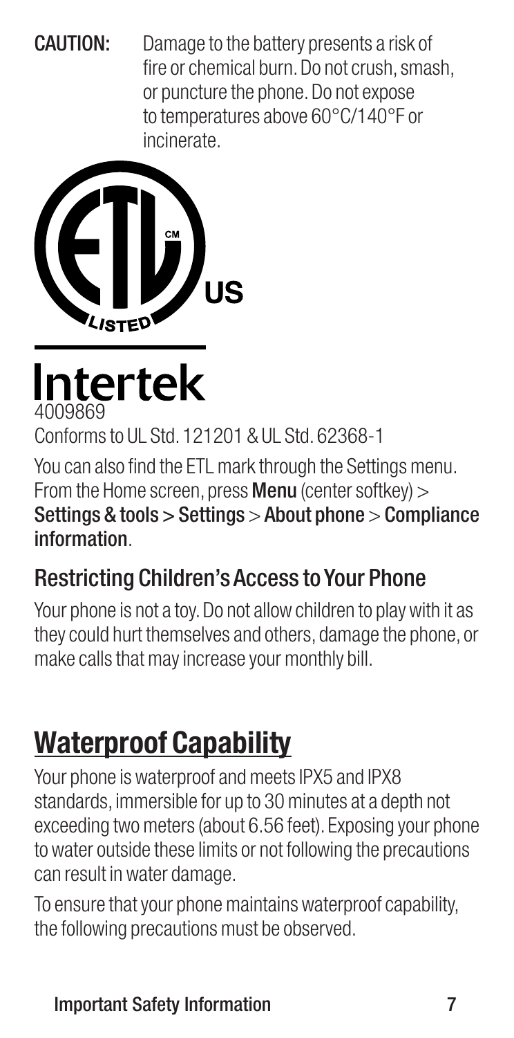**CAUTION:** Damage to the battery presents a risk of fire or chemical burn. Do not crush, smash, or puncture the phone. Do not expose to temperatures above 60°C/140°F or incinerate.

Intertek
4009869

Conforms to UL Std. 121201 & UL Std. 62368-1

You can also find the ETL mark through the Settings menu. From the Home screen, press **Menu** (center softkey) > **Settings & tools** > **Settings** > **About phone** > **Compliance information**.

## Restricting Children's Access to Your Phone

Your phone is not a toy. Do not allow children to play with it as they could hurt themselves and others, damage the phone, or make calls that may increase your monthly bill.

# Waterproof Capability

Your phone is waterproof and meets IPX5 and IPX8 standards, immersible for up to 30 minutes at a depth not exceeding two meters (about 6.56 feet). Exposing your phone to water outside these limits or not following the precautions can result in water damage.

To ensure that your phone maintains waterproof capability, the following precautions must be observed.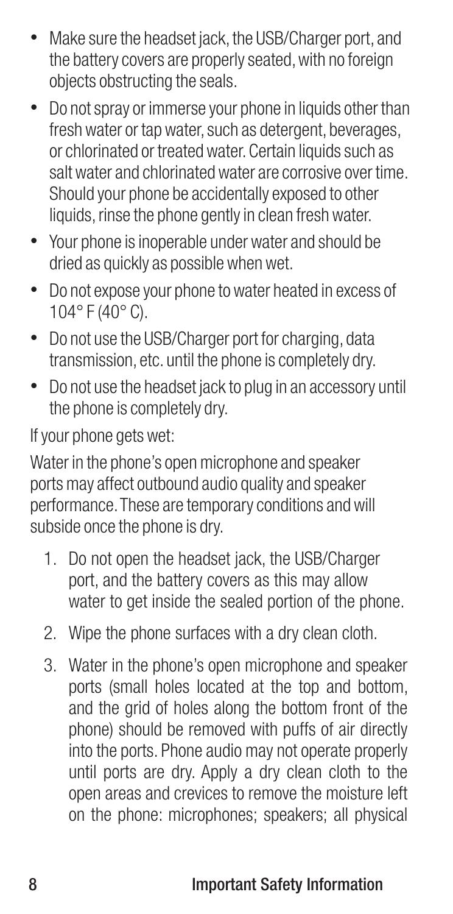- Make sure the headset jack, the USB/Charger port, and the battery covers are properly seated, with no foreign objects obstructing the seals.
- Do not spray or immerse your phone in liquids other than fresh water or tap water, such as detergent, beverages, or chlorinated or treated water. Certain liquids such as salt water and chlorinated water are corrosive over time. Should your phone be accidentally exposed to other liquids, rinse the phone gently in clean fresh water.
- Your phone is inoperable under water and should be dried as quickly as possible when wet.
- Do not expose your phone to water heated in excess of 104° F (40° C).
- Do not use the USB/Charger port for charging, data transmission, etc. until the phone is completely dry.
- Do not use the headset jack to plug in an accessory until the phone is completely dry.

If your phone gets wet:

Water in the phone's open microphone and speaker ports may affect outbound audio quality and speaker performance. These are temporary conditions and will subside once the phone is dry.

1. Do not open the headset jack, the USB/Charger port, and the battery covers as this may allow water to get inside the sealed portion of the phone.
2. Wipe the phone surfaces with a dry clean cloth.
3. Water in the phone's open microphone and speaker ports (small holes located at the top and bottom, and the grid of holes along the bottom front of the phone) should be removed with puffs of air directly into the ports. Phone audio may not operate properly until ports are dry. Apply a dry clean cloth to the open areas and crevices to remove the moisture left on the phone: microphones; speakers; all physical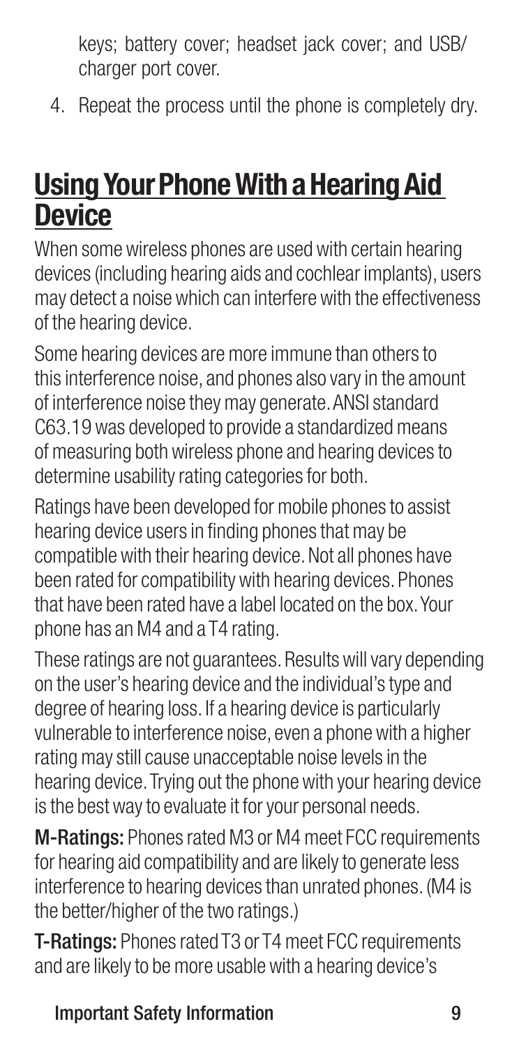keys; battery cover; headset jack cover; and USB/charger port cover.

4. Repeat the process until the phone is completely dry.

## Using Your Phone With a Hearing Aid Device

When some wireless phones are used with certain hearing devices (including hearing aids and cochlear implants), users may detect a noise which can interfere with the effectiveness of the hearing device.

Some hearing devices are more immune than others to this interference noise, and phones also vary in the amount of interference noise they may generate. ANSI standard C63.19 was developed to provide a standardized means of measuring both wireless phone and hearing devices to determine usability rating categories for both.

Ratings have been developed for mobile phones to assist hearing device users in finding phones that may be compatible with their hearing device. Not all phones have been rated for compatibility with hearing devices. Phones that have been rated have a label located on the box. Your phone has an M4 and a T4 rating.

These ratings are not guarantees. Results will vary depending on the user's hearing device and the individual's type and degree of hearing loss. If a hearing device is particularly vulnerable to interference noise, even a phone with a higher rating may still cause unacceptable noise levels in the hearing device. Trying out the phone with your hearing device is the best way to evaluate it for your personal needs.

**M-Ratings:** Phones rated M3 or M4 meet FCC requirements for hearing aid compatibility and are likely to generate less interference to hearing devices than unrated phones. (M4 is the better/higher of the two ratings.)

**T-Ratings:** Phones rated T3 or T4 meet FCC requirements and are likely to be more usable with a hearing device's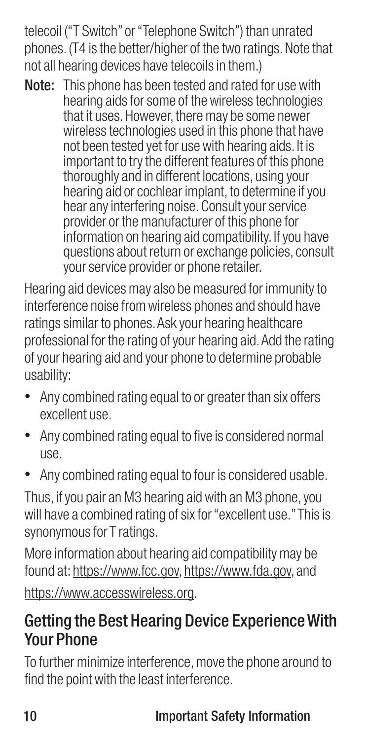telecoil ("T Switch" or "Telephone Switch") than unrated phones. (T4 is the better/higher of the two ratings. Note that not all hearing devices have telecoils in them.)

**Note:** This phone has been tested and rated for use with hearing aids for some of the wireless technologies that it uses. However, there may be some newer wireless technologies used in this phone that have not been tested yet for use with hearing aids. It is important to try the different features of this phone thoroughly and in different locations, using your hearing aid or cochlear implant, to determine if you hear any interfering noise. Consult your service provider or the manufacturer of this phone for information on hearing aid compatibility. If you have questions about return or exchange policies, consult your service provider or phone retailer.

Hearing aid devices may also be measured for immunity to interference noise from wireless phones and should have ratings similar to phones. Ask your hearing healthcare professional for the rating of your hearing aid. Add the rating of your hearing aid and your phone to determine probable usability:

- Any combined rating equal to or greater than six offers excellent use.
- Any combined rating equal to five is considered normal use.
- Any combined rating equal to four is considered usable.

Thus, if you pair an M3 hearing aid with an M3 phone, you will have a combined rating of six for "excellent use." This is synonymous for T ratings.

More information about hearing aid compatibility may be found at: https://www.fcc.gov, https://www.fda.gov, and https://www.accesswireless.org.

## Getting the Best Hearing Device Experience With Your Phone

To further minimize interference, move the phone around to find the point with the least interference.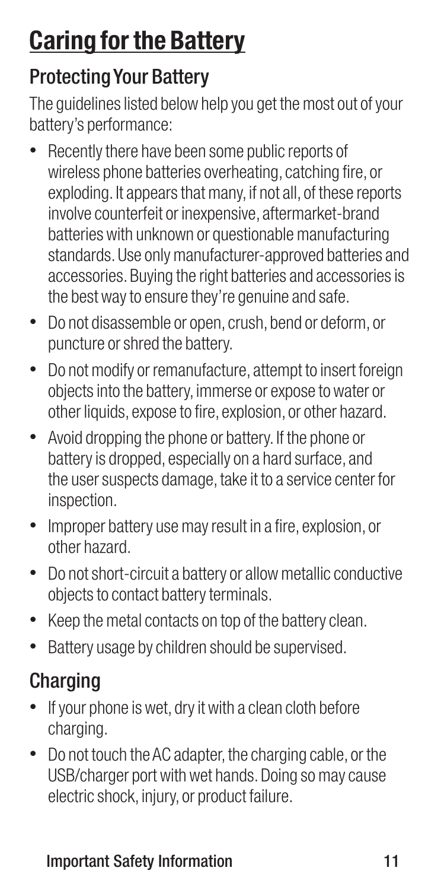# Caring for the Battery

## Protecting Your Battery

The guidelines listed below help you get the most out of your battery's performance:

- Recently there have been some public reports of wireless phone batteries overheating, catching fire, or exploding. It appears that many, if not all, of these reports involve counterfeit or inexpensive, aftermarket-brand batteries with unknown or questionable manufacturing standards. Use only manufacturer-approved batteries and accessories. Buying the right batteries and accessories is the best way to ensure they're genuine and safe.
- Do not disassemble or open, crush, bend or deform, or puncture or shred the battery.
- Do not modify or remanufacture, attempt to insert foreign objects into the battery, immerse or expose to water or other liquids, expose to fire, explosion, or other hazard.
- Avoid dropping the phone or battery. If the phone or battery is dropped, especially on a hard surface, and the user suspects damage, take it to a service center for inspection.
- Improper battery use may result in a fire, explosion, or other hazard.
- Do not short-circuit a battery or allow metallic conductive objects to contact battery terminals.
- Keep the metal contacts on top of the battery clean.
- Battery usage by children should be supervised.

## Charging

- If your phone is wet, dry it with a clean cloth before charging.
- Do not touch the AC adapter, the charging cable, or the USB/charger port with wet hands. Doing so may cause electric shock, injury, or product failure.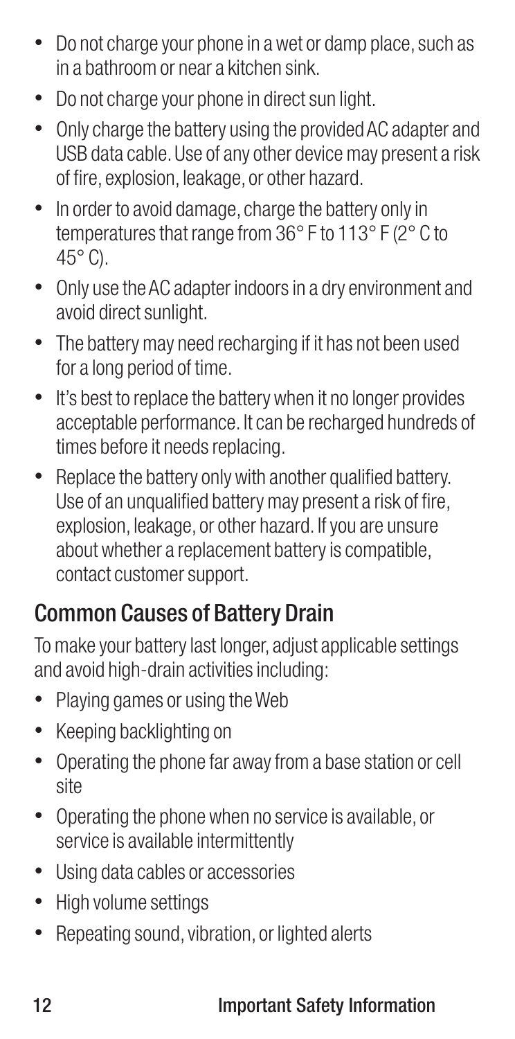- Do not charge your phone in a wet or damp place, such as in a bathroom or near a kitchen sink.
- Do not charge your phone in direct sun light.
- Only charge the battery using the provided AC adapter and USB data cable. Use of any other device may present a risk of fire, explosion, leakage, or other hazard.
- In order to avoid damage, charge the battery only in temperatures that range from 36° F to 113° F (2° C to 45° C).
- Only use the AC adapter indoors in a dry environment and avoid direct sunlight.
- The battery may need recharging if it has not been used for a long period of time.
- It's best to replace the battery when it no longer provides acceptable performance. It can be recharged hundreds of times before it needs replacing.
- Replace the battery only with another qualified battery. Use of an unqualified battery may present a risk of fire, explosion, leakage, or other hazard. If you are unsure about whether a replacement battery is compatible, contact customer support.

## Common Causes of Battery Drain

To make your battery last longer, adjust applicable settings and avoid high-drain activities including:

- Playing games or using the Web
- Keeping backlighting on
- Operating the phone far away from a base station or cell site
- Operating the phone when no service is available, or service is available intermittently
- Using data cables or accessories
- High volume settings
- Repeating sound, vibration, or lighted alerts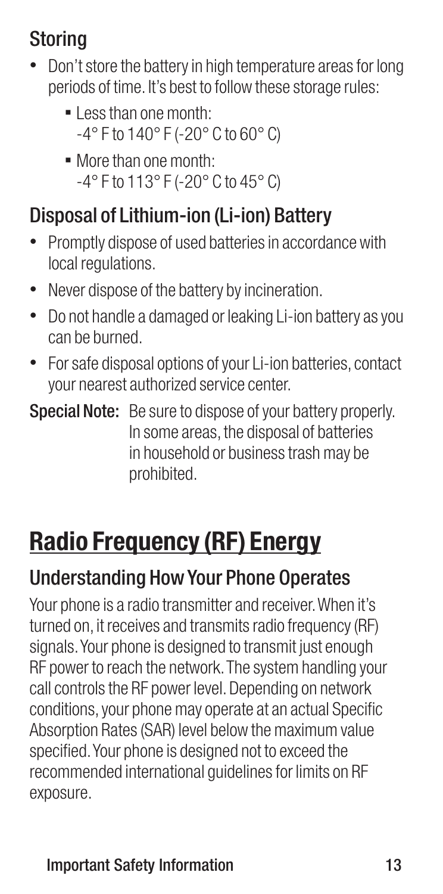### Storing

- Don't store the battery in high temperature areas for long periods of time. It's best to follow these storage rules:
  - Less than one month: -4° F to 140° F (-20° C to 60° C)
  - More than one month: -4° F to 113° F (-20° C to 45° C)

### Disposal of Lithium-ion (Li-ion) Battery

- Promptly dispose of used batteries in accordance with local regulations.
- Never dispose of the battery by incineration.
- Do not handle a damaged or leaking Li-ion battery as you can be burned.
- For safe disposal options of your Li-ion batteries, contact your nearest authorized service center.

**Special Note:** Be sure to dispose of your battery properly. In some areas, the disposal of batteries in household or business trash may be prohibited.

## Radio Frequency (RF) Energy

### Understanding How Your Phone Operates

Your phone is a radio transmitter and receiver. When it's turned on, it receives and transmits radio frequency (RF) signals. Your phone is designed to transmit just enough RF power to reach the network. The system handling your call controls the RF power level. Depending on network conditions, your phone may operate at an actual Specific Absorption Rates (SAR) level below the maximum value specified. Your phone is designed not to exceed the recommended international guidelines for limits on RF exposure.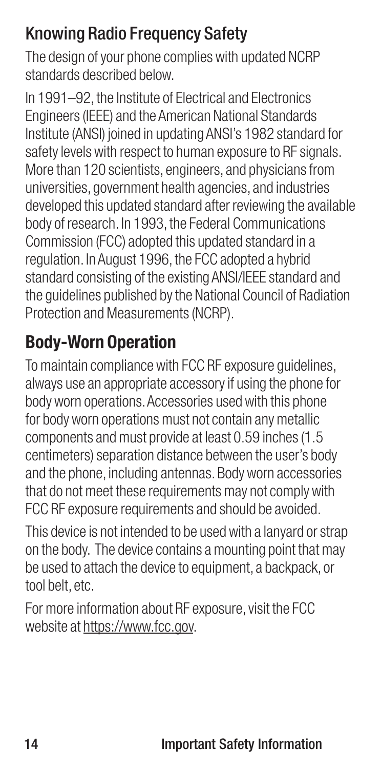## Knowing Radio Frequency Safety

The design of your phone complies with updated NCRP standards described below.

In 1991–92, the Institute of Electrical and Electronics Engineers (IEEE) and the American National Standards Institute (ANSI) joined in updating ANSI's 1982 standard for safety levels with respect to human exposure to RF signals. More than 120 scientists, engineers, and physicians from universities, government health agencies, and industries developed this updated standard after reviewing the available body of research. In 1993, the Federal Communications Commission (FCC) adopted this updated standard in a regulation. In August 1996, the FCC adopted a hybrid standard consisting of the existing ANSI/IEEE standard and the guidelines published by the National Council of Radiation Protection and Measurements (NCRP).

## Body-Worn Operation

To maintain compliance with FCC RF exposure guidelines, always use an appropriate accessory if using the phone for body worn operations. Accessories used with this phone for body worn operations must not contain any metallic components and must provide at least 0.59 inches (1.5 centimeters) separation distance between the user's body and the phone, including antennas. Body worn accessories that do not meet these requirements may not comply with FCC RF exposure requirements and should be avoided.

This device is not intended to be used with a lanyard or strap on the body. The device contains a mounting point that may be used to attach the device to equipment, a backpack, or tool belt, etc.

For more information about RF exposure, visit the FCC website at https://www.fcc.gov.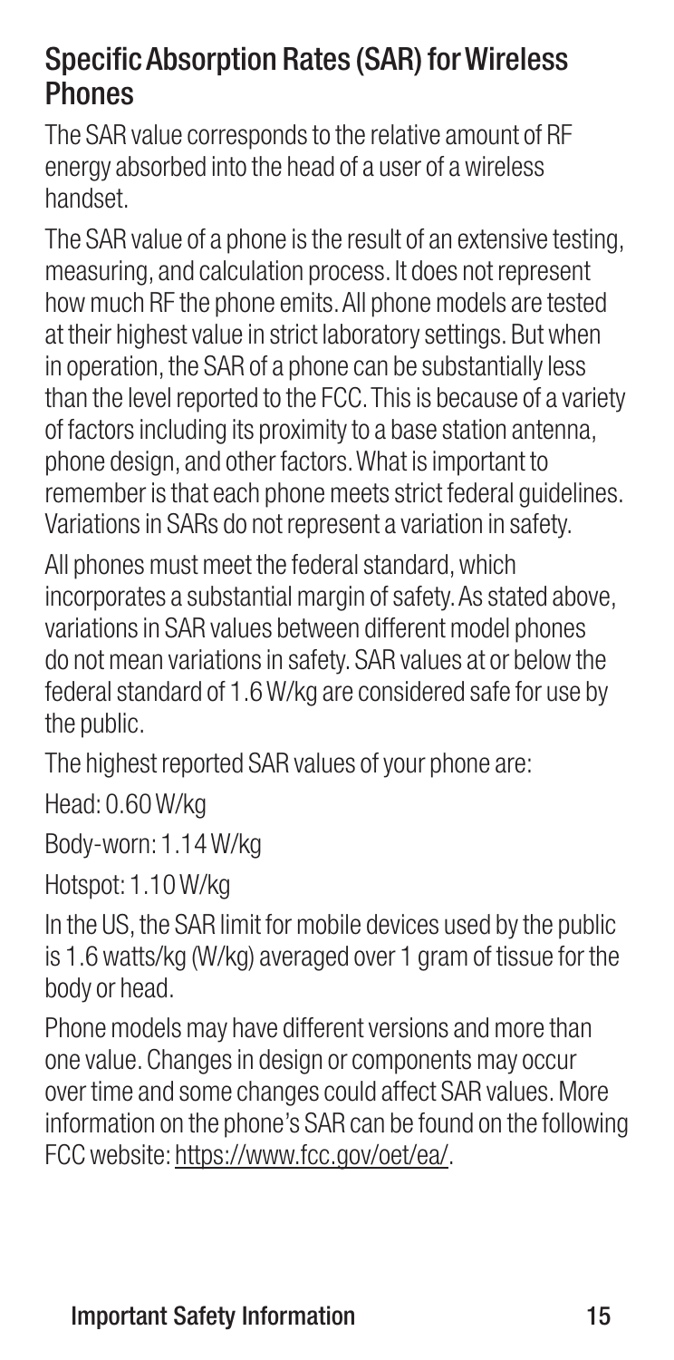## Specific Absorption Rates (SAR) for Wireless Phones

The SAR value corresponds to the relative amount of RF energy absorbed into the head of a user of a wireless handset.

The SAR value of a phone is the result of an extensive testing, measuring, and calculation process. It does not represent how much RF the phone emits. All phone models are tested at their highest value in strict laboratory settings. But when in operation, the SAR of a phone can be substantially less than the level reported to the FCC. This is because of a variety of factors including its proximity to a base station antenna, phone design, and other factors. What is important to remember is that each phone meets strict federal guidelines. Variations in SARs do not represent a variation in safety.

All phones must meet the federal standard, which incorporates a substantial margin of safety. As stated above, variations in SAR values between different model phones do not mean variations in safety. SAR values at or below the federal standard of 1.6 W/kg are considered safe for use by the public.

The highest reported SAR values of your phone are:

Head: 0.60 W/kg

Body-worn: 1.14 W/kg

Hotspot: 1.10 W/kg

In the US, the SAR limit for mobile devices used by the public is 1.6 watts/kg (W/kg) averaged over 1 gram of tissue for the body or head.

Phone models may have different versions and more than one value. Changes in design or components may occur over time and some changes could affect SAR values. More information on the phone's SAR can be found on the following FCC website: https://www.fcc.gov/oet/ea/.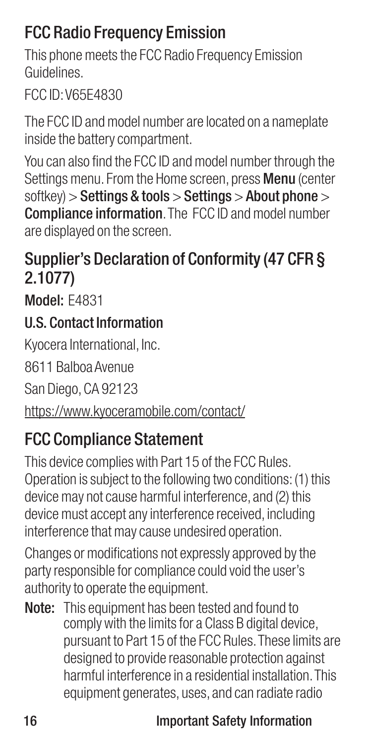## FCC Radio Frequency Emission

This phone meets the FCC Radio Frequency Emission Guidelines.

FCC ID: V65E4830

The FCC ID and model number are located on a nameplate inside the battery compartment.

You can also find the FCC ID and model number through the Settings menu. From the Home screen, press **Menu** (center softkey) > **Settings & tools** > **Settings** > **About phone** > **Compliance information**. The FCC ID and model number are displayed on the screen.

## Supplier's Declaration of Conformity (47 CFR § 2.1077)

**Model:** E4831

### U.S. Contact Information

Kyocera International, Inc.

8611 Balboa Avenue

San Diego, CA 92123

https://www.kyoceramobile.com/contact/

## FCC Compliance Statement

This device complies with Part 15 of the FCC Rules. Operation is subject to the following two conditions: (1) this device may not cause harmful interference, and (2) this device must accept any interference received, including interference that may cause undesired operation.

Changes or modifications not expressly approved by the party responsible for compliance could void the user's authority to operate the equipment.

**Note:** This equipment has been tested and found to comply with the limits for a Class B digital device, pursuant to Part 15 of the FCC Rules. These limits are designed to provide reasonable protection against harmful interference in a residential installation. This equipment generates, uses, and can radiate radio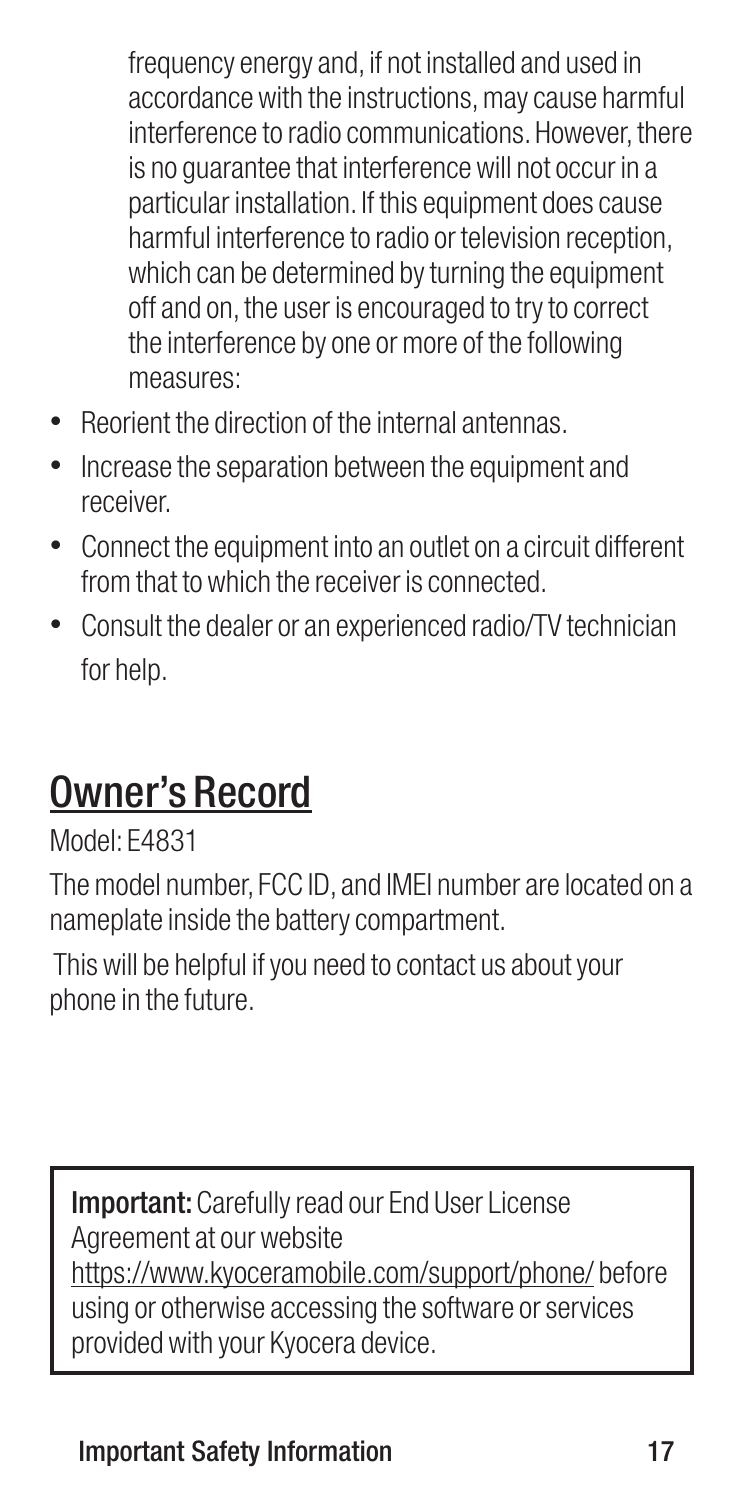frequency energy and, if not installed and used in accordance with the instructions, may cause harmful interference to radio communications. However, there is no guarantee that interference will not occur in a particular installation. If this equipment does cause harmful interference to radio or television reception, which can be determined by turning the equipment off and on, the user is encouraged to try to correct the interference by one or more of the following measures:

- Reorient the direction of the internal antennas.
- Increase the separation between the equipment and receiver.
- Connect the equipment into an outlet on a circuit different from that to which the receiver is connected.
- Consult the dealer or an experienced radio/TV technician for help.

## Owner's Record

Model: E4831

The model number, FCC ID, and IMEI number are located on a nameplate inside the battery compartment.

This will be helpful if you need to contact us about your phone in the future.

**Important:** Carefully read our End User License Agreement at our website https://www.kyoceramobile.com/support/phone/ before using or otherwise accessing the software or services provided with your Kyocera device.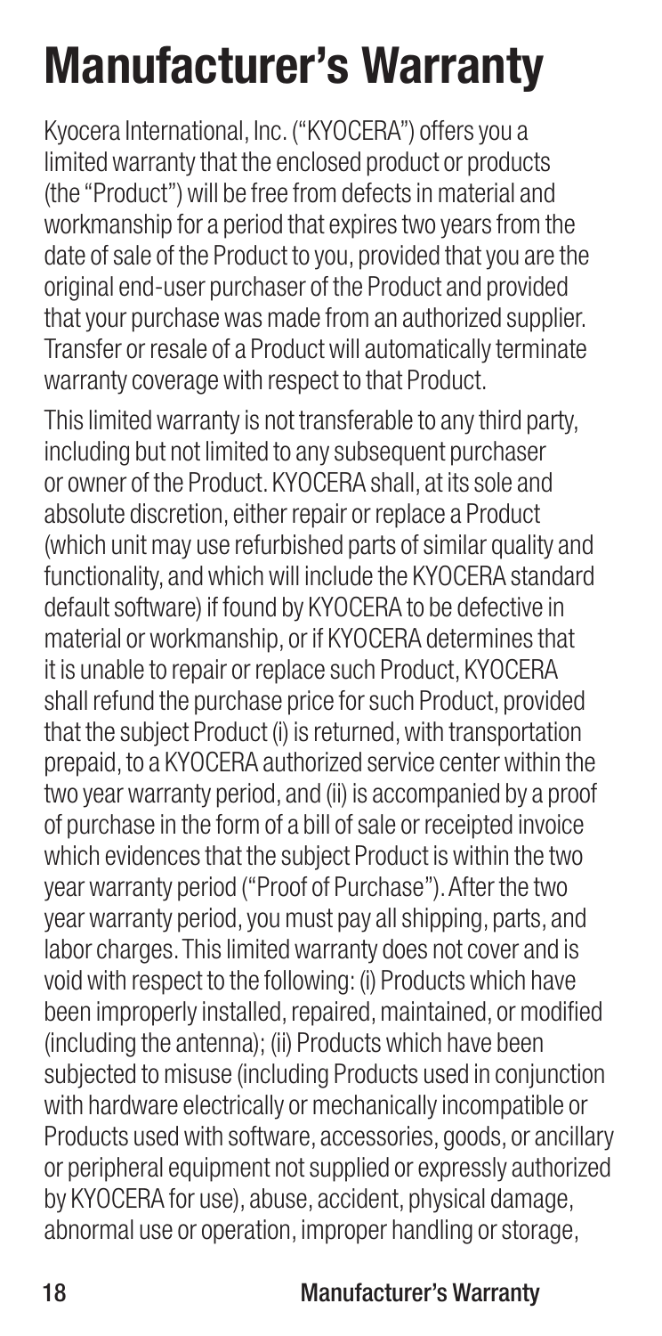# Manufacturer's Warranty

Kyocera International, Inc. ("KYOCERA") offers you a limited warranty that the enclosed product or products (the "Product") will be free from defects in material and workmanship for a period that expires two years from the date of sale of the Product to you, provided that you are the original end-user purchaser of the Product and provided that your purchase was made from an authorized supplier. Transfer or resale of a Product will automatically terminate warranty coverage with respect to that Product.

This limited warranty is not transferable to any third party, including but not limited to any subsequent purchaser or owner of the Product. KYOCERA shall, at its sole and absolute discretion, either repair or replace a Product (which unit may use refurbished parts of similar quality and functionality, and which will include the KYOCERA standard default software) if found by KYOCERA to be defective in material or workmanship, or if KYOCERA determines that it is unable to repair or replace such Product, KYOCERA shall refund the purchase price for such Product, provided that the subject Product (i) is returned, with transportation prepaid, to a KYOCERA authorized service center within the two year warranty period, and (ii) is accompanied by a proof of purchase in the form of a bill of sale or receipted invoice which evidences that the subject Product is within the two year warranty period ("Proof of Purchase"). After the two year warranty period, you must pay all shipping, parts, and labor charges. This limited warranty does not cover and is void with respect to the following: (i) Products which have been improperly installed, repaired, maintained, or modified (including the antenna); (ii) Products which have been subjected to misuse (including Products used in conjunction with hardware electrically or mechanically incompatible or Products used with software, accessories, goods, or ancillary or peripheral equipment not supplied or expressly authorized by KYOCERA for use), abuse, accident, physical damage, abnormal use or operation, improper handling or storage,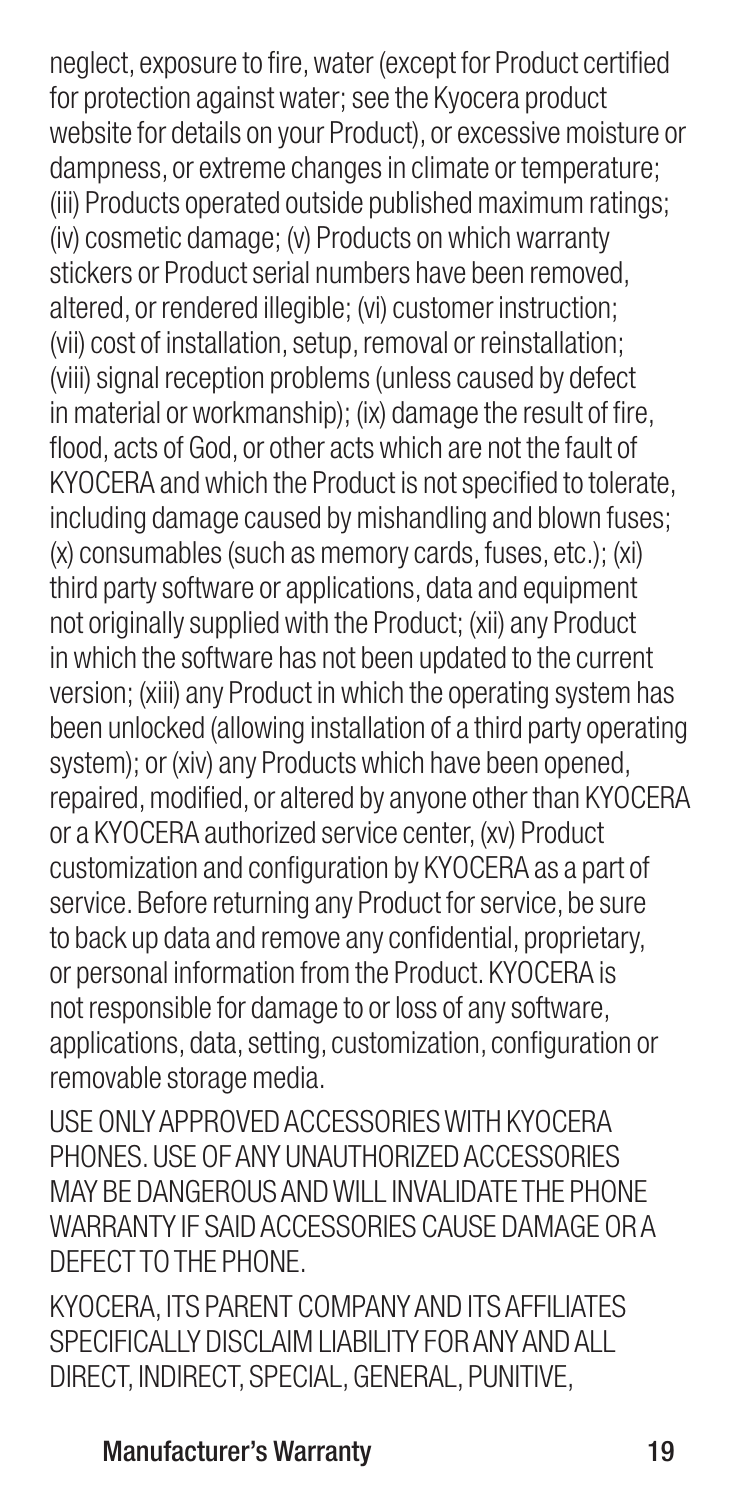neglect, exposure to fire, water (except for Product certified for protection against water; see the Kyocera product website for details on your Product), or excessive moisture or dampness, or extreme changes in climate or temperature; (iii) Products operated outside published maximum ratings; (iv) cosmetic damage; (v) Products on which warranty stickers or Product serial numbers have been removed, altered, or rendered illegible; (vi) customer instruction; (vii) cost of installation, setup, removal or reinstallation; (viii) signal reception problems (unless caused by defect in material or workmanship); (ix) damage the result of fire, flood, acts of God, or other acts which are not the fault of KYOCERA and which the Product is not specified to tolerate, including damage caused by mishandling and blown fuses; (x) consumables (such as memory cards, fuses, etc.); (xi) third party software or applications, data and equipment not originally supplied with the Product; (xii) any Product in which the software has not been updated to the current version; (xiii) any Product in which the operating system has been unlocked (allowing installation of a third party operating system); or (xiv) any Products which have been opened, repaired, modified, or altered by anyone other than KYOCERA or a KYOCERA authorized service center, (xv) Product customization and configuration by KYOCERA as a part of service. Before returning any Product for service, be sure to back up data and remove any confidential, proprietary, or personal information from the Product. KYOCERA is not responsible for damage to or loss of any software, applications, data, setting, customization, configuration or removable storage media.

USE ONLY APPROVED ACCESSORIES WITH KYOCERA PHONES. USE OF ANY UNAUTHORIZED ACCESSORIES MAY BE DANGEROUS AND WILL INVALIDATE THE PHONE WARRANTY IF SAID ACCESSORIES CAUSE DAMAGE OR A DEFECT TO THE PHONE.

KYOCERA, ITS PARENT COMPANY AND ITS AFFILIATES SPECIFICALLY DISCLAIM LIABILITY FOR ANY AND ALL DIRECT, INDIRECT, SPECIAL, GENERAL, PUNITIVE,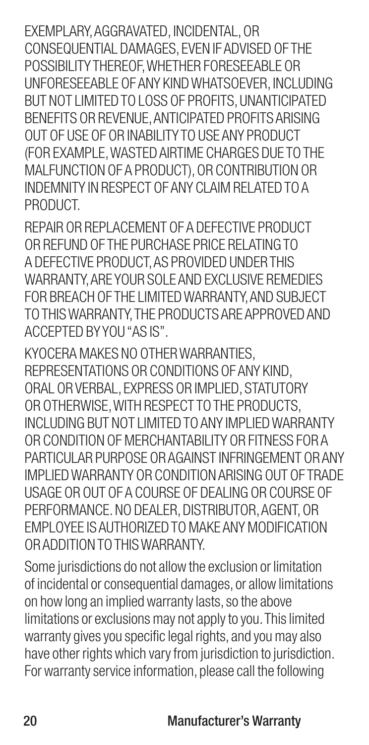EXEMPLARY, AGGRAVATED, INCIDENTAL, OR CONSEQUENTIAL DAMAGES, EVEN IF ADVISED OF THE POSSIBILITY THEREOF, WHETHER FORESEEABLE OR UNFORESEEABLE OF ANY KIND WHATSOEVER, INCLUDING BUT NOT LIMITED TO LOSS OF PROFITS, UNANTICIPATED BENEFITS OR REVENUE, ANTICIPATED PROFITS ARISING OUT OF USE OF OR INABILITY TO USE ANY PRODUCT (FOR EXAMPLE, WASTED AIRTIME CHARGES DUE TO THE MALFUNCTION OF A PRODUCT), OR CONTRIBUTION OR INDEMNITY IN RESPECT OF ANY CLAIM RELATED TO A PRODUCT.

REPAIR OR REPLACEMENT OF A DEFECTIVE PRODUCT OR REFUND OF THE PURCHASE PRICE RELATING TO A DEFECTIVE PRODUCT, AS PROVIDED UNDER THIS WARRANTY, ARE YOUR SOLE AND EXCLUSIVE REMEDIES FOR BREACH OF THE LIMITED WARRANTY, AND SUBJECT TO THIS WARRANTY, THE PRODUCTS ARE APPROVED AND ACCEPTED BY YOU "AS IS".

KYOCERA MAKES NO OTHER WARRANTIES, REPRESENTATIONS OR CONDITIONS OF ANY KIND, ORAL OR VERBAL, EXPRESS OR IMPLIED, STATUTORY OR OTHERWISE, WITH RESPECT TO THE PRODUCTS, INCLUDING BUT NOT LIMITED TO ANY IMPLIED WARRANTY OR CONDITION OF MERCHANTABILITY OR FITNESS FOR A PARTICULAR PURPOSE OR AGAINST INFRINGEMENT OR ANY IMPLIED WARRANTY OR CONDITION ARISING OUT OF TRADE USAGE OR OUT OF A COURSE OF DEALING OR COURSE OF PERFORMANCE. NO DEALER, DISTRIBUTOR, AGENT, OR EMPLOYEE IS AUTHORIZED TO MAKE ANY MODIFICATION OR ADDITION TO THIS WARRANTY.

Some jurisdictions do not allow the exclusion or limitation of incidental or consequential damages, or allow limitations on how long an implied warranty lasts, so the above limitations or exclusions may not apply to you. This limited warranty gives you specific legal rights, and you may also have other rights which vary from jurisdiction to jurisdiction. For warranty service information, please call the following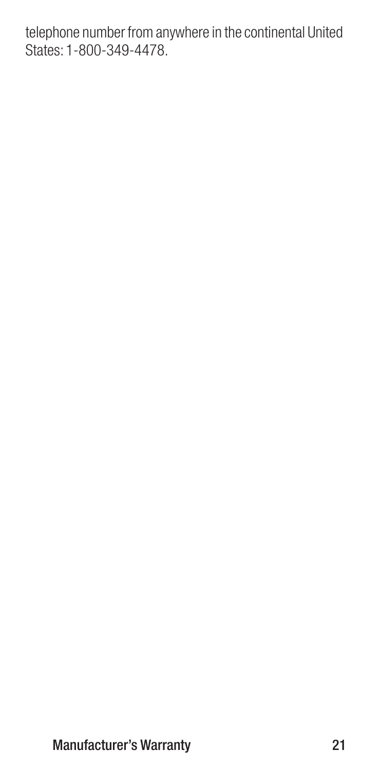telephone number from anywhere in the continental United States: 1-800-349-4478.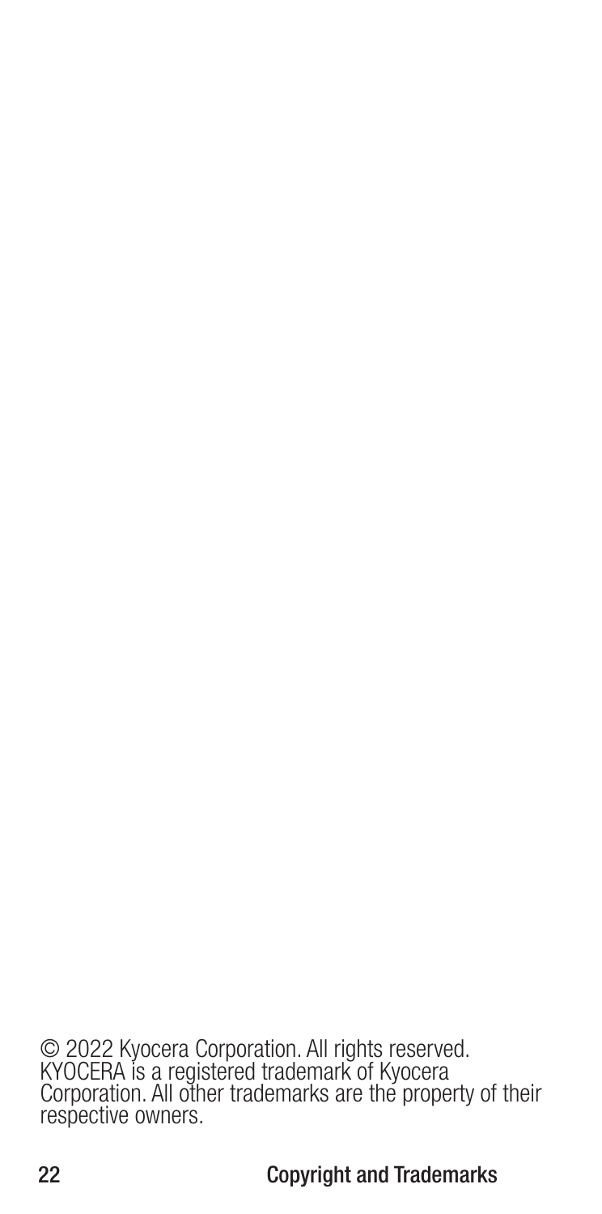© 2022 Kyocera Corporation. All rights reserved. KYOCERA is a registered trademark of Kyocera Corporation. All other trademarks are the property of their respective owners.